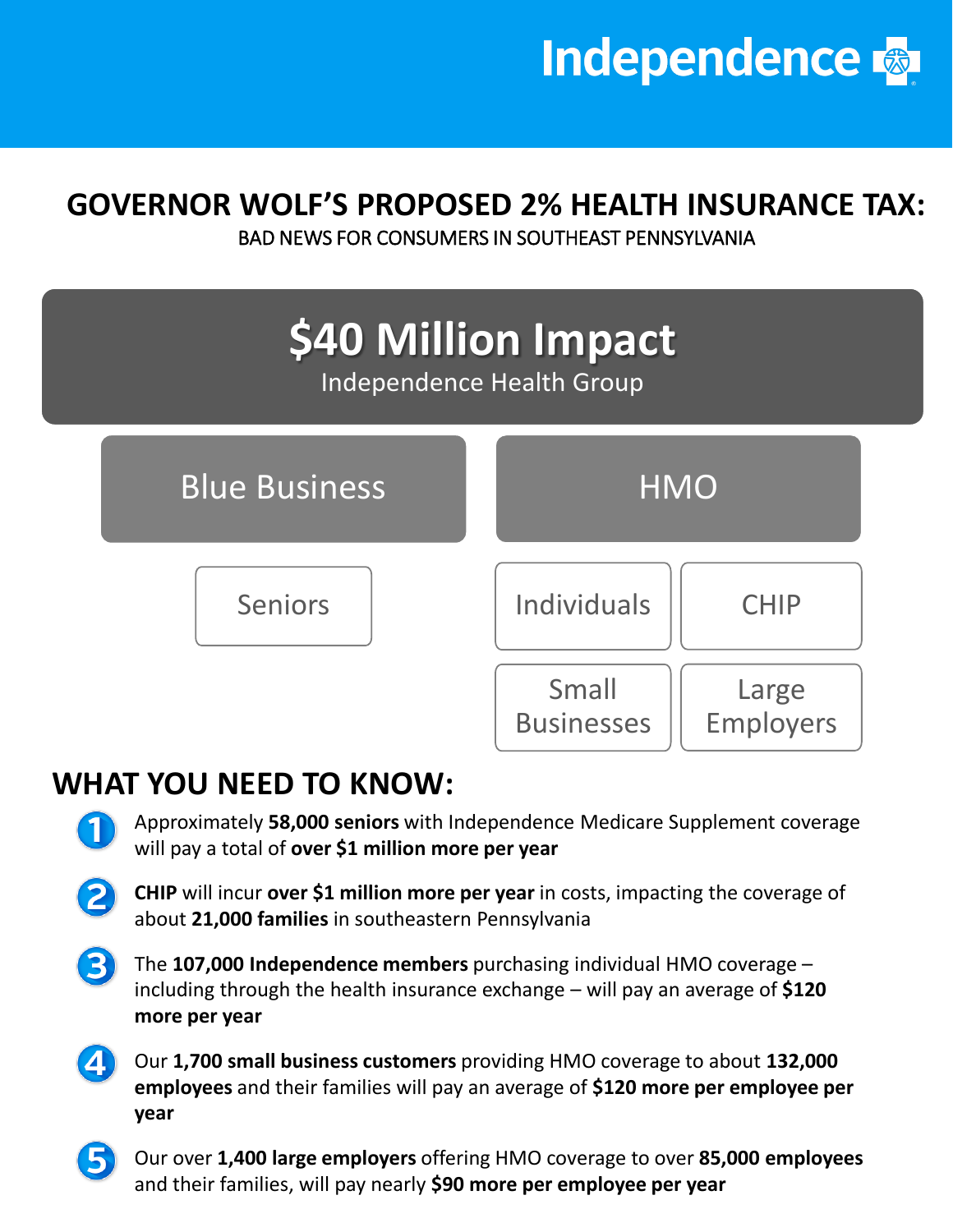Independence

# GOVERNOR WOLF'S PROPOSED 2% HEALTH INSURANCE TAX:

BAD NEWS FOR CONSUMERS IN SOUTHEAST PENNSYLVANIA

## $40 Million Impact

Independence Health Group

- Blue Business
  - Seniors
- HMO
  - Individuals
  - CHIP
  - Small Businesses
  - Large Employers

## WHAT YOU NEED TO KNOW:

1. Approximately **58,000 seniors** with Independence Medicare Supplement coverage will pay a total of **over $1 million more per year**
2. **CHIP** will incur **over $1 million more per year** in costs, impacting the coverage of about **21,000 families** in southeastern Pennsylvania
3. The **107,000 Independence members** purchasing individual HMO coverage – including through the health insurance exchange – will pay an average of **$120 more per year**
4. Our **1,700 small business customers** providing HMO coverage to about **132,000 employees** and their families will pay an average of **$120 more per employee per year**
5. Our over **1,400 large employers** offering HMO coverage to over **85,000 employees** and their families, will pay nearly **$90 more per employee per year**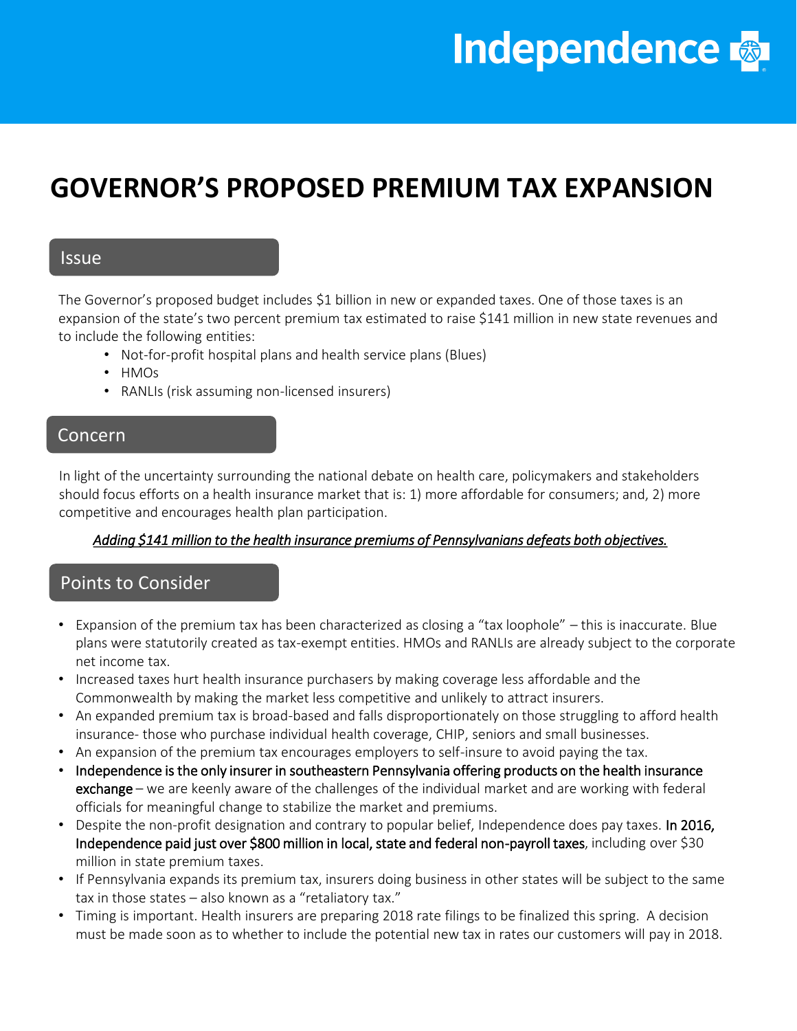Independence

# GOVERNOR'S PROPOSED PREMIUM TAX EXPANSION

## Issue

The Governor's proposed budget includes $1 billion in new or expanded taxes. One of those taxes is an expansion of the state's two percent premium tax estimated to raise $141 million in new state revenues and to include the following entities:

- Not-for-profit hospital plans and health service plans (Blues)
- HMOs
- RANLIs (risk assuming non-licensed insurers)

## Concern

In light of the uncertainty surrounding the national debate on health care, policymakers and stakeholders should focus efforts on a health insurance market that is: 1) more affordable for consumers; and, 2) more competitive and encourages health plan participation.

*Adding $141 million to the health insurance premiums of Pennsylvanians defeats both objectives.*

## Points to Consider

- Expansion of the premium tax has been characterized as closing a "tax loophole" – this is inaccurate. Blue plans were statutorily created as tax-exempt entities. HMOs and RANLIs are already subject to the corporate net income tax.
- Increased taxes hurt health insurance purchasers by making coverage less affordable and the Commonwealth by making the market less competitive and unlikely to attract insurers.
- An expanded premium tax is broad-based and falls disproportionately on those struggling to afford health insurance- those who purchase individual health coverage, CHIP, seniors and small businesses.
- An expansion of the premium tax encourages employers to self-insure to avoid paying the tax.
- Independence is the only insurer in southeastern Pennsylvania offering products on the health insurance exchange – we are keenly aware of the challenges of the individual market and are working with federal officials for meaningful change to stabilize the market and premiums.
- Despite the non-profit designation and contrary to popular belief, Independence does pay taxes. In 2016, Independence paid just over $800 million in local, state and federal non-payroll taxes, including over $30 million in state premium taxes.
- If Pennsylvania expands its premium tax, insurers doing business in other states will be subject to the same tax in those states – also known as a "retaliatory tax."
- Timing is important. Health insurers are preparing 2018 rate filings to be finalized this spring. A decision must be made soon as to whether to include the potential new tax in rates our customers will pay in 2018.